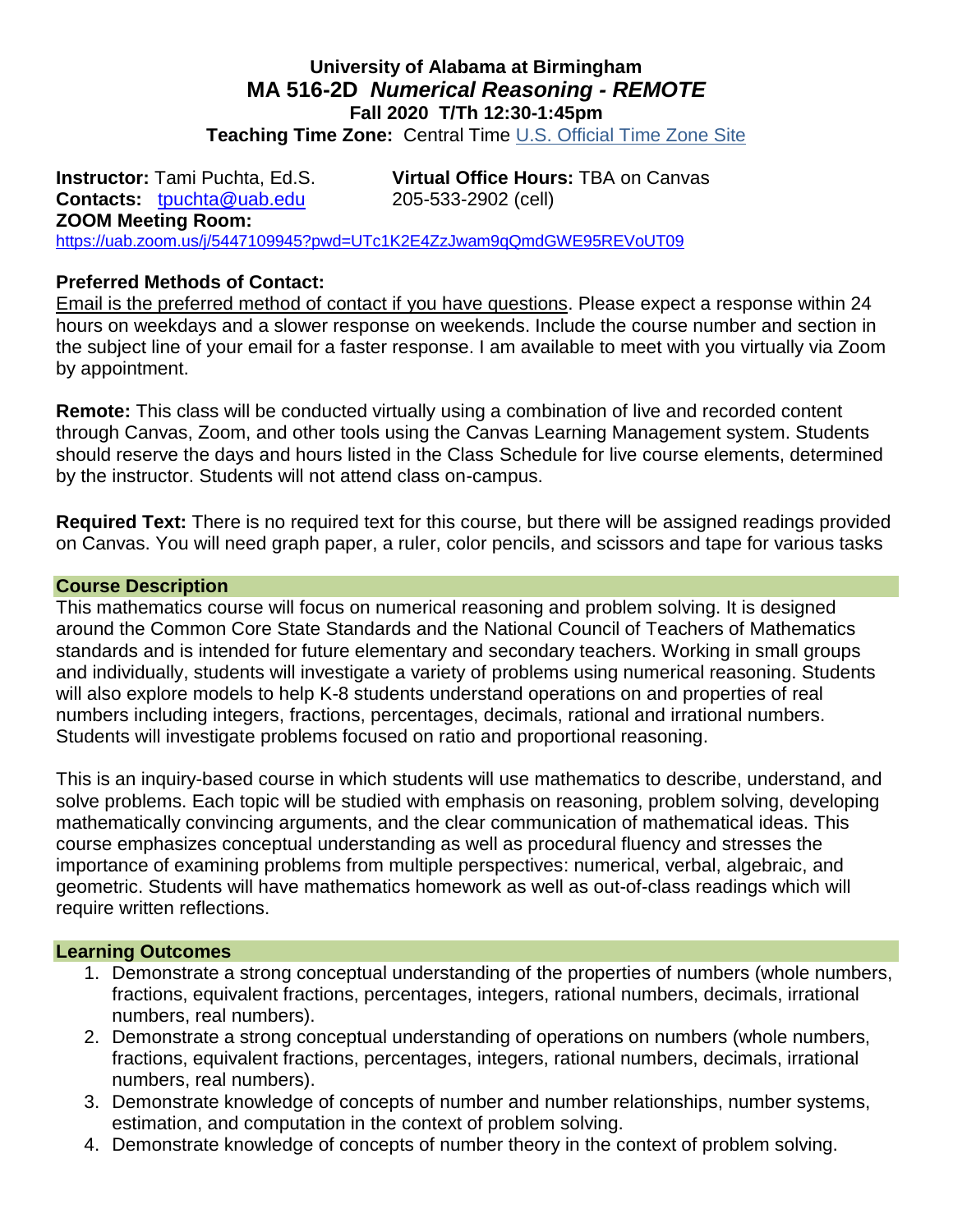# University of Alabama at Birmingham
# MA 516-2D *Numerical Reasoning - REMOTE*
### Fall 2020 T/Th 12:30-1:45pm
**Teaching Time Zone:** Central Time [U.S. Official Time Zone Site]

**Instructor:** Tami Puchta, Ed.S. **Virtual Office Hours:** TBA on Canvas
**Contacts:** tpuchta@uab.edu 205-533-2902 (cell)
**ZOOM Meeting Room:**
https://uab.zoom.us/j/5447109945?pwd=UTc1K2E4ZzJwam9qQmdGWE95REVoUT09

**Preferred Methods of Contact:**
Email is the preferred method of contact if you have questions. Please expect a response within 24 hours on weekdays and a slower response on weekends. Include the course number and section in the subject line of your email for a faster response. I am available to meet with you virtually via Zoom by appointment.

**Remote:** This class will be conducted virtually using a combination of live and recorded content through Canvas, Zoom, and other tools using the Canvas Learning Management system. Students should reserve the days and hours listed in the Class Schedule for live course elements, determined by the instructor. Students will not attend class on-campus.

**Required Text:** There is no required text for this course, but there will be assigned readings provided on Canvas. You will need graph paper, a ruler, color pencils, and scissors and tape for various tasks

## Course Description

This mathematics course will focus on numerical reasoning and problem solving. It is designed around the Common Core State Standards and the National Council of Teachers of Mathematics standards and is intended for future elementary and secondary teachers. Working in small groups and individually, students will investigate a variety of problems using numerical reasoning. Students will also explore models to help K-8 students understand operations on and properties of real numbers including integers, fractions, percentages, decimals, rational and irrational numbers. Students will investigate problems focused on ratio and proportional reasoning.

This is an inquiry-based course in which students will use mathematics to describe, understand, and solve problems. Each topic will be studied with emphasis on reasoning, problem solving, developing mathematically convincing arguments, and the clear communication of mathematical ideas. This course emphasizes conceptual understanding as well as procedural fluency and stresses the importance of examining problems from multiple perspectives: numerical, verbal, algebraic, and geometric. Students will have mathematics homework as well as out-of-class readings which will require written reflections.

## Learning Outcomes

1. Demonstrate a strong conceptual understanding of the properties of numbers (whole numbers, fractions, equivalent fractions, percentages, integers, rational numbers, decimals, irrational numbers, real numbers).
2. Demonstrate a strong conceptual understanding of operations on numbers (whole numbers, fractions, equivalent fractions, percentages, integers, rational numbers, decimals, irrational numbers, real numbers).
3. Demonstrate knowledge of concepts of number and number relationships, number systems, estimation, and computation in the context of problem solving.
4. Demonstrate knowledge of concepts of number theory in the context of problem solving.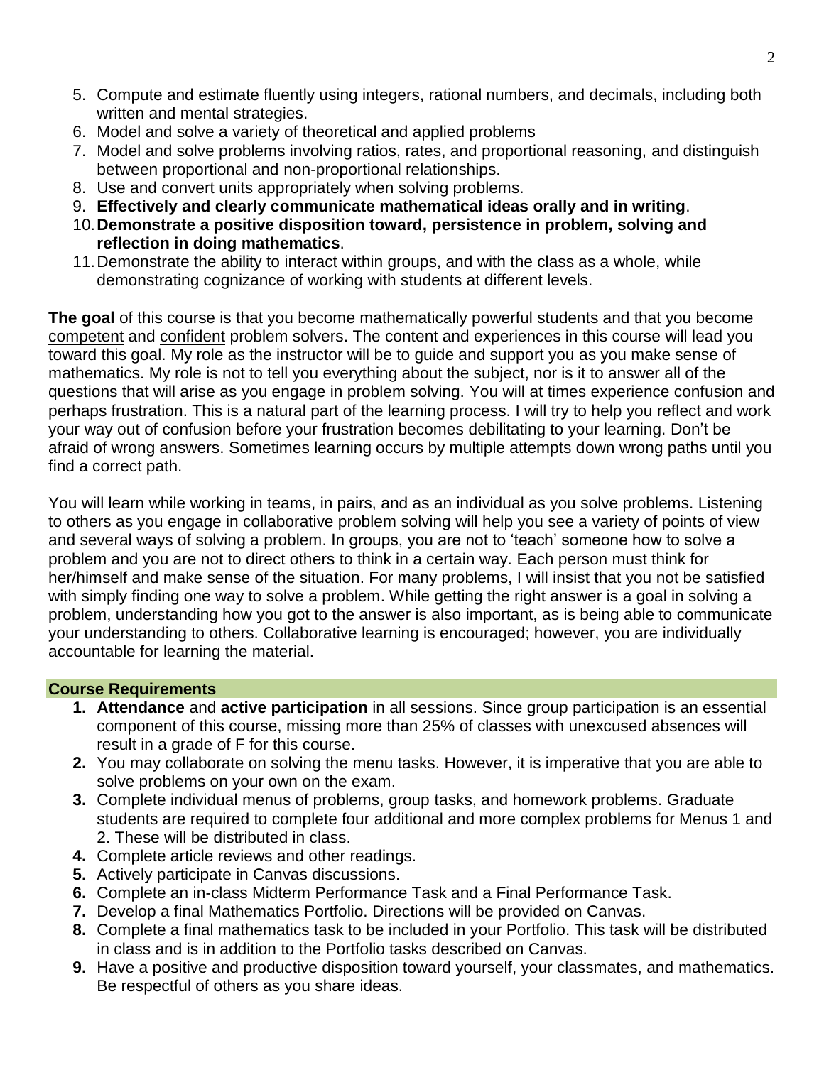5. Compute and estimate fluently using integers, rational numbers, and decimals, including both written and mental strategies.
6. Model and solve a variety of theoretical and applied problems
7. Model and solve problems involving ratios, rates, and proportional reasoning, and distinguish between proportional and non-proportional relationships.
8. Use and convert units appropriately when solving problems.
9. **Effectively and clearly communicate mathematical ideas orally and in writing**.
10. **Demonstrate a positive disposition toward, persistence in problem, solving and reflection in doing mathematics**.
11. Demonstrate the ability to interact within groups, and with the class as a whole, while demonstrating cognizance of working with students at different levels.

**The goal** of this course is that you become mathematically powerful students and that you become competent and confident problem solvers. The content and experiences in this course will lead you toward this goal. My role as the instructor will be to guide and support you as you make sense of mathematics. My role is not to tell you everything about the subject, nor is it to answer all of the questions that will arise as you engage in problem solving. You will at times experience confusion and perhaps frustration. This is a natural part of the learning process. I will try to help you reflect and work your way out of confusion before your frustration becomes debilitating to your learning. Don't be afraid of wrong answers. Sometimes learning occurs by multiple attempts down wrong paths until you find a correct path.

You will learn while working in teams, in pairs, and as an individual as you solve problems. Listening to others as you engage in collaborative problem solving will help you see a variety of points of view and several ways of solving a problem. In groups, you are not to 'teach' someone how to solve a problem and you are not to direct others to think in a certain way. Each person must think for her/himself and make sense of the situation. For many problems, I will insist that you not be satisfied with simply finding one way to solve a problem. While getting the right answer is a goal in solving a problem, understanding how you got to the answer is also important, as is being able to communicate your understanding to others. Collaborative learning is encouraged; however, you are individually accountable for learning the material.

## Course Requirements

1. **Attendance** and **active participation** in all sessions. Since group participation is an essential component of this course, missing more than 25% of classes with unexcused absences will result in a grade of F for this course.
2. You may collaborate on solving the menu tasks. However, it is imperative that you are able to solve problems on your own on the exam.
3. Complete individual menus of problems, group tasks, and homework problems. Graduate students are required to complete four additional and more complex problems for Menus 1 and 2. These will be distributed in class.
4. Complete article reviews and other readings.
5. Actively participate in Canvas discussions.
6. Complete an in-class Midterm Performance Task and a Final Performance Task.
7. Develop a final Mathematics Portfolio. Directions will be provided on Canvas.
8. Complete a final mathematics task to be included in your Portfolio. This task will be distributed in class and is in addition to the Portfolio tasks described on Canvas.
9. Have a positive and productive disposition toward yourself, your classmates, and mathematics. Be respectful of others as you share ideas.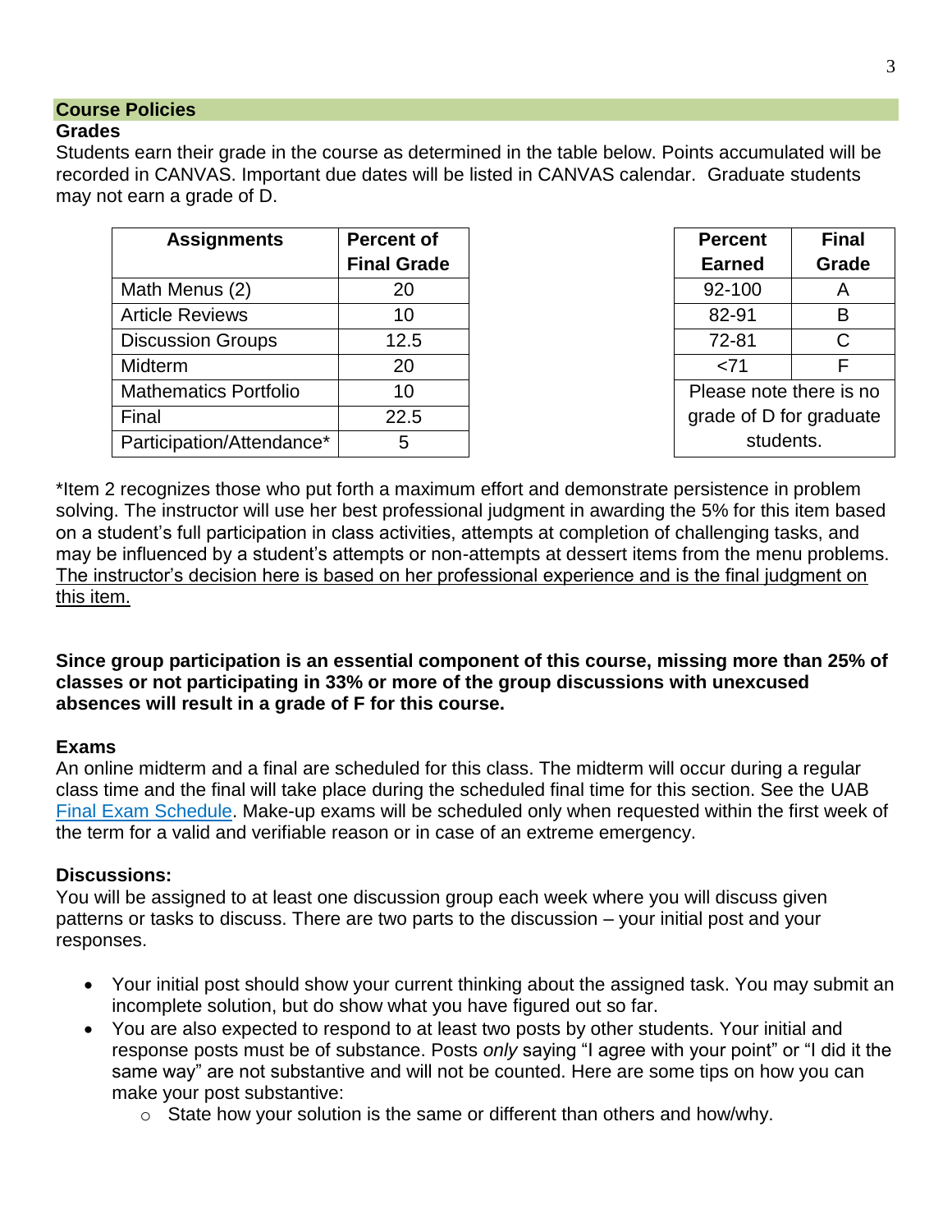## Course Policies

### Grades

Students earn their grade in the course as determined in the table below. Points accumulated will be recorded in CANVAS. Important due dates will be listed in CANVAS calendar. Graduate students may not earn a grade of D.

| Assignments | Percent of Final Grade |
|---|---|
| Math Menus (2) | 20 |
| Article Reviews | 10 |
| Discussion Groups | 12.5 |
| Midterm | 20 |
| Mathematics Portfolio | 10 |
| Final | 22.5 |
| Participation/Attendance* | 5 |

| Percent Earned | Final Grade |
|---|---|
| 92-100 | A |
| 82-91 | B |
| 72-81 | C |
| <71 | F |
| Please note there is no grade of D for graduate students. | |

*Item 2 recognizes those who put forth a maximum effort and demonstrate persistence in problem solving. The instructor will use her best professional judgment in awarding the 5% for this item based on a student's full participation in class activities, attempts at completion of challenging tasks, and may be influenced by a student's attempts or non-attempts at dessert items from the menu problems. <u>The instructor's decision here is based on her professional experience and is the final judgment on this item.</u>

**Since group participation is an essential component of this course, missing more than 25% of classes or not participating in 33% or more of the group discussions with unexcused absences will result in a grade of F for this course.**

### Exams

An online midterm and a final are scheduled for this class. The midterm will occur during a regular class time and the final will take place during the scheduled final time for this section. See the UAB [Final Exam Schedule](). Make-up exams will be scheduled only when requested within the first week of the term for a valid and verifiable reason or in case of an extreme emergency.

### Discussions:

You will be assigned to at least one discussion group each week where you will discuss given patterns or tasks to discuss. There are two parts to the discussion – your initial post and your responses.

- Your initial post should show your current thinking about the assigned task. You may submit an incomplete solution, but do show what you have figured out so far.
- You are also expected to respond to at least two posts by other students. Your initial and response posts must be of substance. Posts *only* saying "I agree with your point" or "I did it the same way" are not substantive and will not be counted. Here are some tips on how you can make your post substantive:
  - State how your solution is the same or different than others and how/why.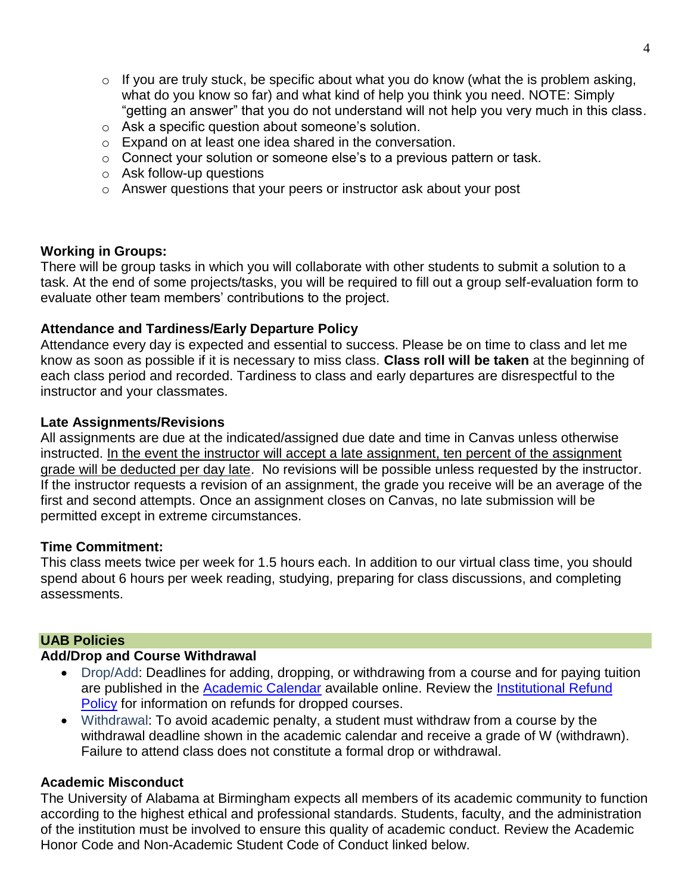- If you are truly stuck, be specific about what you do know (what the is problem asking, what do you know so far) and what kind of help you think you need. NOTE: Simply "getting an answer" that you do not understand will not help you very much in this class.
- Ask a specific question about someone's solution.
- Expand on at least one idea shared in the conversation.
- Connect your solution or someone else's to a previous pattern or task.
- Ask follow-up questions
- Answer questions that your peers or instructor ask about your post

**Working in Groups:**
There will be group tasks in which you will collaborate with other students to submit a solution to a task. At the end of some projects/tasks, you will be required to fill out a group self-evaluation form to evaluate other team members' contributions to the project.

**Attendance and Tardiness/Early Departure Policy**
Attendance every day is expected and essential to success. Please be on time to class and let me know as soon as possible if it is necessary to miss class. **Class roll will be taken** at the beginning of each class period and recorded. Tardiness to class and early departures are disrespectful to the instructor and your classmates.

**Late Assignments/Revisions**
All assignments are due at the indicated/assigned due date and time in Canvas unless otherwise instructed. In the event the instructor will accept a late assignment, ten percent of the assignment grade will be deducted per day late. No revisions will be possible unless requested by the instructor. If the instructor requests a revision of an assignment, the grade you receive will be an average of the first and second attempts. Once an assignment closes on Canvas, no late submission will be permitted except in extreme circumstances.

**Time Commitment:**
This class meets twice per week for 1.5 hours each. In addition to our virtual class time, you should spend about 6 hours per week reading, studying, preparing for class discussions, and completing assessments.

## UAB Policies

**Add/Drop and Course Withdrawal**

- Drop/Add: Deadlines for adding, dropping, or withdrawing from a course and for paying tuition are published in the Academic Calendar available online. Review the Institutional Refund Policy for information on refunds for dropped courses.
- Withdrawal: To avoid academic penalty, a student must withdraw from a course by the withdrawal deadline shown in the academic calendar and receive a grade of W (withdrawn). Failure to attend class does not constitute a formal drop or withdrawal.

**Academic Misconduct**
The University of Alabama at Birmingham expects all members of its academic community to function according to the highest ethical and professional standards. Students, faculty, and the administration of the institution must be involved to ensure this quality of academic conduct. Review the Academic Honor Code and Non-Academic Student Code of Conduct linked below.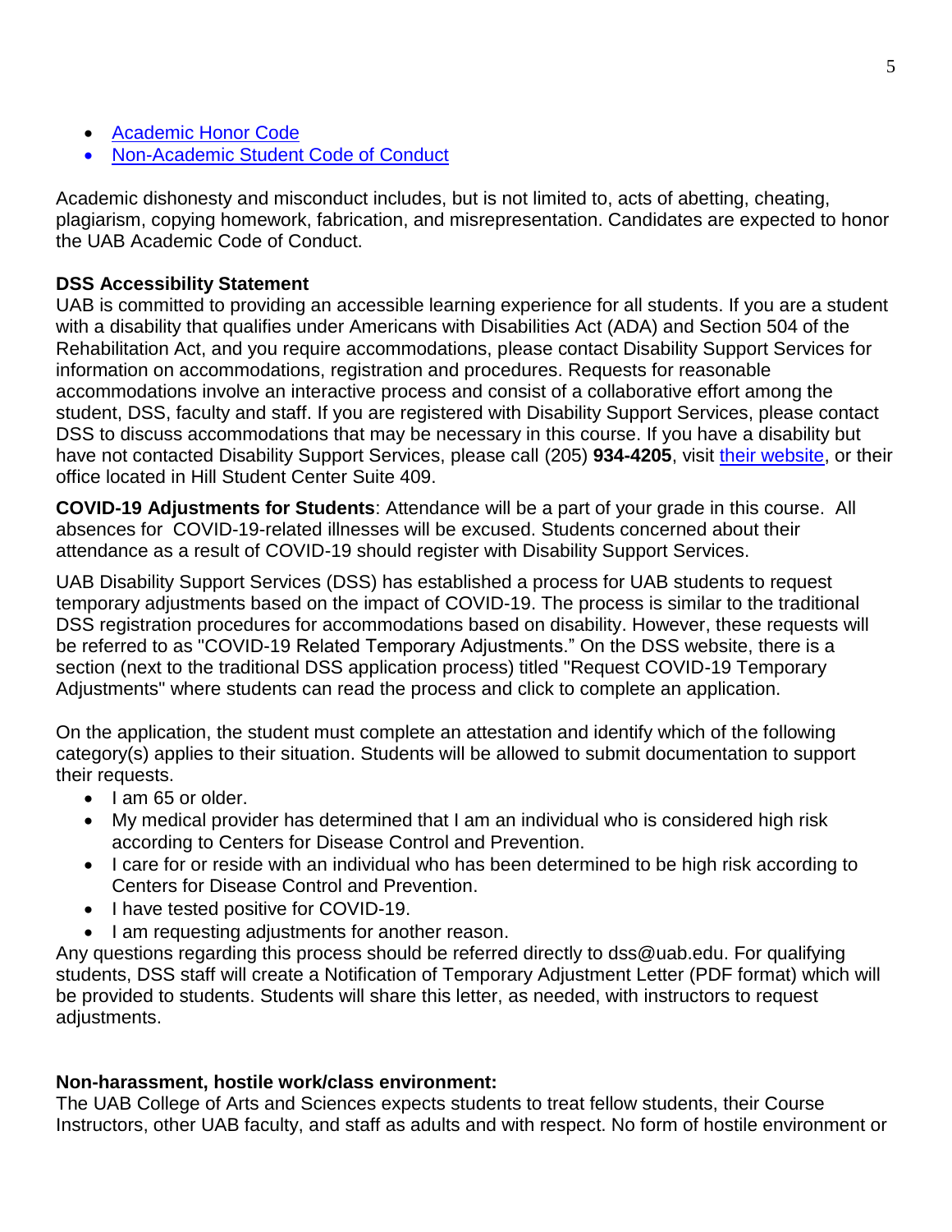- [Academic Honor Code]()
- [Non-Academic Student Code of Conduct]()

Academic dishonesty and misconduct includes, but is not limited to, acts of abetting, cheating, plagiarism, copying homework, fabrication, and misrepresentation. Candidates are expected to honor the UAB Academic Code of Conduct.

**DSS Accessibility Statement**

UAB is committed to providing an accessible learning experience for all students. If you are a student with a disability that qualifies under Americans with Disabilities Act (ADA) and Section 504 of the Rehabilitation Act, and you require accommodations, please contact Disability Support Services for information on accommodations, registration and procedures. Requests for reasonable accommodations involve an interactive process and consist of a collaborative effort among the student, DSS, faculty and staff. If you are registered with Disability Support Services, please contact DSS to discuss accommodations that may be necessary in this course. If you have a disability but have not contacted Disability Support Services, please call (205) **934-4205**, visit [their website](), or their office located in Hill Student Center Suite 409.

**COVID-19 Adjustments for Students**: Attendance will be a part of your grade in this course. All absences for COVID-19-related illnesses will be excused. Students concerned about their attendance as a result of COVID-19 should register with Disability Support Services.

UAB Disability Support Services (DSS) has established a process for UAB students to request temporary adjustments based on the impact of COVID-19. The process is similar to the traditional DSS registration procedures for accommodations based on disability. However, these requests will be referred to as "COVID-19 Related Temporary Adjustments." On the DSS website, there is a section (next to the traditional DSS application process) titled "Request COVID-19 Temporary Adjustments" where students can read the process and click to complete an application.

On the application, the student must complete an attestation and identify which of the following category(s) applies to their situation. Students will be allowed to submit documentation to support their requests.

- I am 65 or older.
- My medical provider has determined that I am an individual who is considered high risk according to Centers for Disease Control and Prevention.
- I care for or reside with an individual who has been determined to be high risk according to Centers for Disease Control and Prevention.
- I have tested positive for COVID-19.
- I am requesting adjustments for another reason.

Any questions regarding this process should be referred directly to dss@uab.edu. For qualifying students, DSS staff will create a Notification of Temporary Adjustment Letter (PDF format) which will be provided to students. Students will share this letter, as needed, with instructors to request adjustments.

**Non-harassment, hostile work/class environment:**

The UAB College of Arts and Sciences expects students to treat fellow students, their Course Instructors, other UAB faculty, and staff as adults and with respect. No form of hostile environment or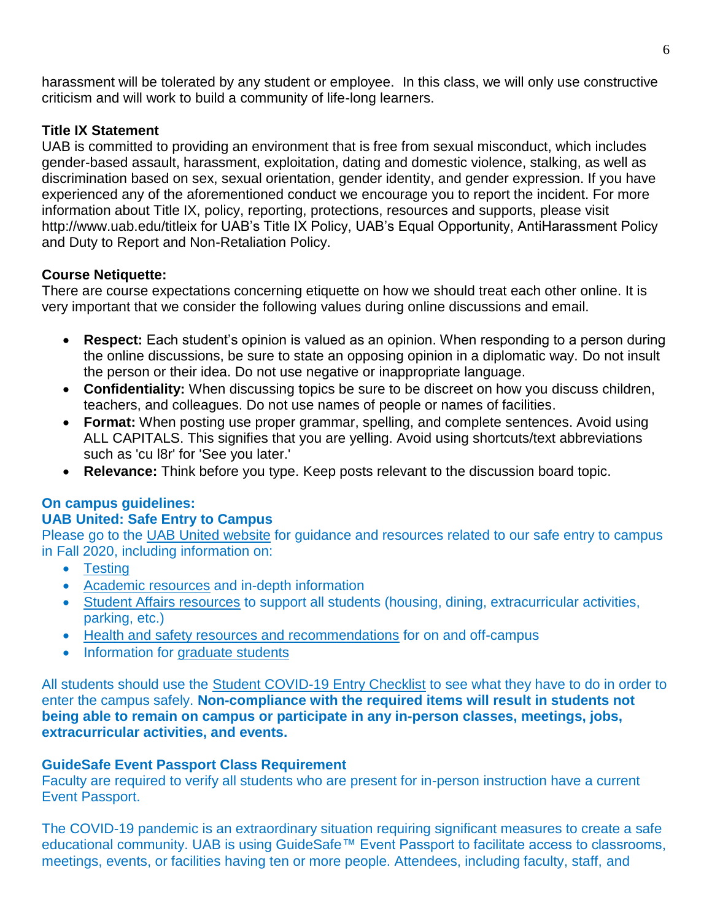harassment will be tolerated by any student or employee. In this class, we will only use constructive criticism and will work to build a community of life-long learners.

**Title IX Statement**

UAB is committed to providing an environment that is free from sexual misconduct, which includes gender-based assault, harassment, exploitation, dating and domestic violence, stalking, as well as discrimination based on sex, sexual orientation, gender identity, and gender expression. If you have experienced any of the aforementioned conduct we encourage you to report the incident. For more information about Title IX, policy, reporting, protections, resources and supports, please visit http://www.uab.edu/titleix for UAB's Title IX Policy, UAB's Equal Opportunity, AntiHarassment Policy and Duty to Report and Non-Retaliation Policy.

**Course Netiquette:**

There are course expectations concerning etiquette on how we should treat each other online. It is very important that we consider the following values during online discussions and email.

- **Respect:** Each student's opinion is valued as an opinion. When responding to a person during the online discussions, be sure to state an opposing opinion in a diplomatic way. Do not insult the person or their idea. Do not use negative or inappropriate language.
- **Confidentiality:** When discussing topics be sure to be discreet on how you discuss children, teachers, and colleagues. Do not use names of people or names of facilities.
- **Format:** When posting use proper grammar, spelling, and complete sentences. Avoid using ALL CAPITALS. This signifies that you are yelling. Avoid using shortcuts/text abbreviations such as 'cu l8r' for 'See you later.'
- **Relevance:** Think before you type. Keep posts relevant to the discussion board topic.

**On campus guidelines:**

**UAB United: Safe Entry to Campus**

Please go to the UAB United website for guidance and resources related to our safe entry to campus in Fall 2020, including information on:

- Testing
- Academic resources and in-depth information
- Student Affairs resources to support all students (housing, dining, extracurricular activities, parking, etc.)
- Health and safety resources and recommendations for on and off-campus
- Information for graduate students

All students should use the Student COVID-19 Entry Checklist to see what they have to do in order to enter the campus safely. **Non-compliance with the required items will result in students not being able to remain on campus or participate in any in-person classes, meetings, jobs, extracurricular activities, and events.**

**GuideSafe Event Passport Class Requirement**

Faculty are required to verify all students who are present for in-person instruction have a current Event Passport.

The COVID-19 pandemic is an extraordinary situation requiring significant measures to create a safe educational community. UAB is using GuideSafe™ Event Passport to facilitate access to classrooms, meetings, events, or facilities having ten or more people. Attendees, including faculty, staff, and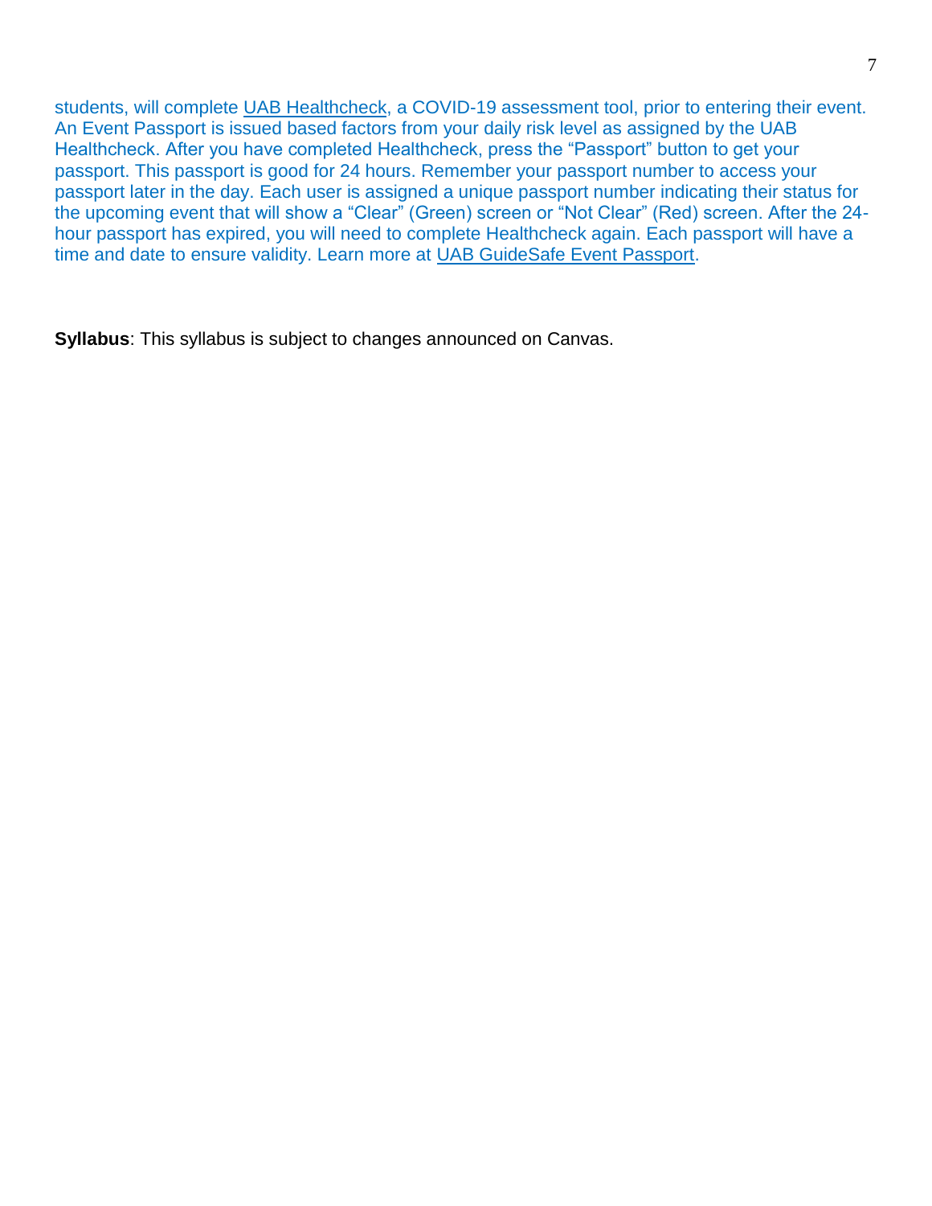students, will complete UAB Healthcheck, a COVID-19 assessment tool, prior to entering their event. An Event Passport is issued based factors from your daily risk level as assigned by the UAB Healthcheck. After you have completed Healthcheck, press the "Passport" button to get your passport. This passport is good for 24 hours. Remember your passport number to access your passport later in the day. Each user is assigned a unique passport number indicating their status for the upcoming event that will show a "Clear" (Green) screen or "Not Clear" (Red) screen. After the 24-hour passport has expired, you will need to complete Healthcheck again. Each passport will have a time and date to ensure validity. Learn more at UAB GuideSafe Event Passport.

**Syllabus**: This syllabus is subject to changes announced on Canvas.